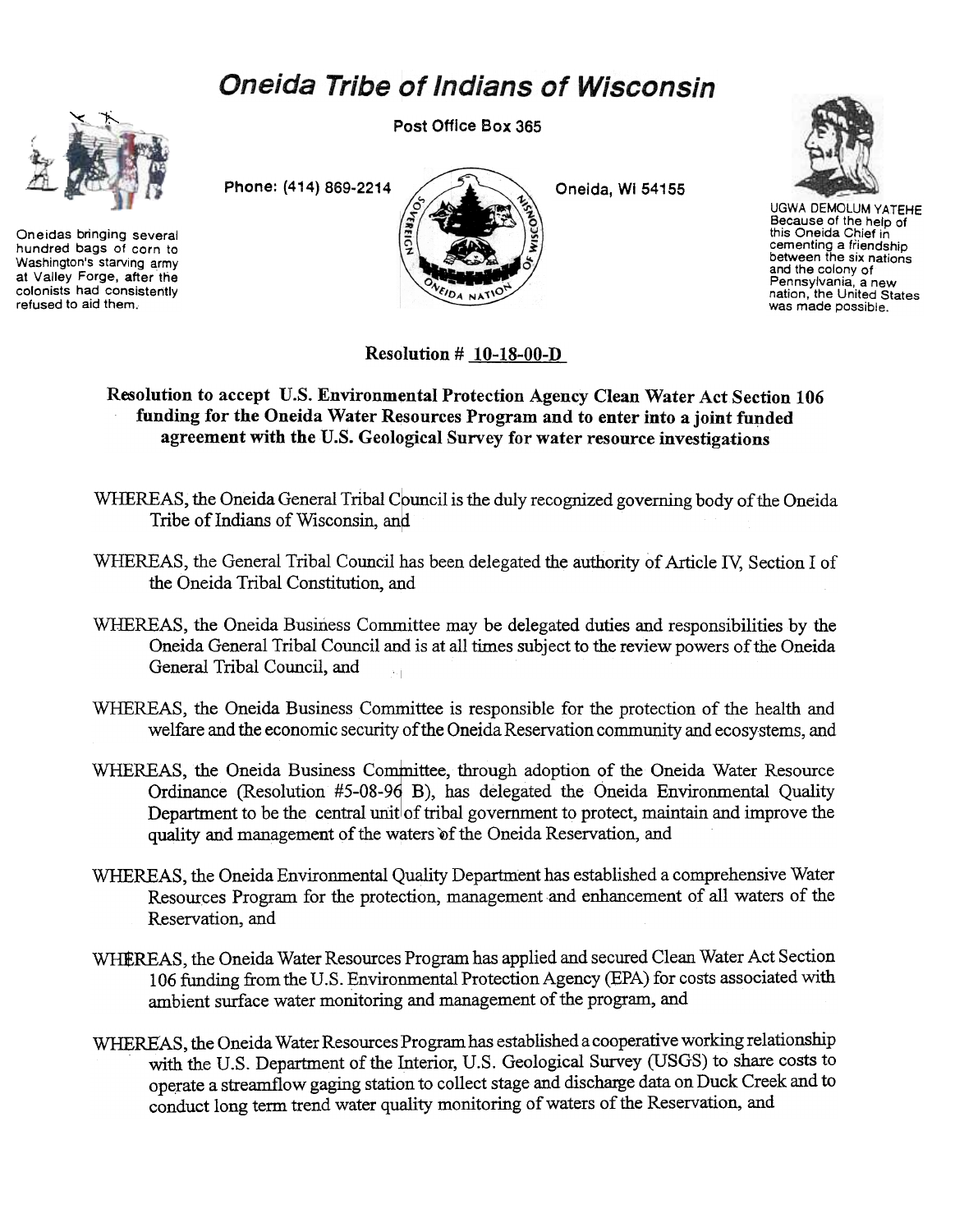# Oneida Tribe of Indians of Wisconsin

Post Office Box 365

Phone: (414) 869-2214

Oneida, WI 54155

Oneidas bringing several hundred bags of corn to Washington's starving army at Valley Forge, after the colonists had consistently refused to aid them.

UGWA DEMOLUM YATEHE
Because of the help of this Oneida Chief in cementing a friendship between the six nations and the colony of Pennsylvania, a new nation, the United States was made possible.

**Resolution # 10-18-00-D**

**Resolution to accept U.S. Environmental Protection Agency Clean Water Act Section 106 funding for the Oneida Water Resources Program and to enter into a joint funded agreement with the U.S. Geological Survey for water resource investigations**

WHEREAS, the Oneida General Tribal Council is the duly recognized governing body of the Oneida Tribe of Indians of Wisconsin, and

WHEREAS, the General Tribal Council has been delegated the authority of Article IV, Section I of the Oneida Tribal Constitution, and

WHEREAS, the Oneida Business Committee may be delegated duties and responsibilities by the Oneida General Tribal Council and is at all times subject to the review powers of the Oneida General Tribal Council, and

WHEREAS, the Oneida Business Committee is responsible for the protection of the health and welfare and the economic security of the Oneida Reservation community and ecosystems, and

WHEREAS, the Oneida Business Committee, through adoption of the Oneida Water Resource Ordinance (Resolution #5-08-96 B), has delegated the Oneida Environmental Quality Department to be the central unit of tribal government to protect, maintain and improve the quality and management of the waters of the Oneida Reservation, and

WHEREAS, the Oneida Environmental Quality Department has established a comprehensive Water Resources Program for the protection, management and enhancement of all waters of the Reservation, and

WHEREAS, the Oneida Water Resources Program has applied and secured Clean Water Act Section 106 funding from the U.S. Environmental Protection Agency (EPA) for costs associated with ambient surface water monitoring and management of the program, and

WHEREAS, the Oneida Water Resources Program has established a cooperative working relationship with the U.S. Department of the Interior, U.S. Geological Survey (USGS) to share costs to operate a streamflow gaging station to collect stage and discharge data on Duck Creek and to conduct long term trend water quality monitoring of waters of the Reservation, and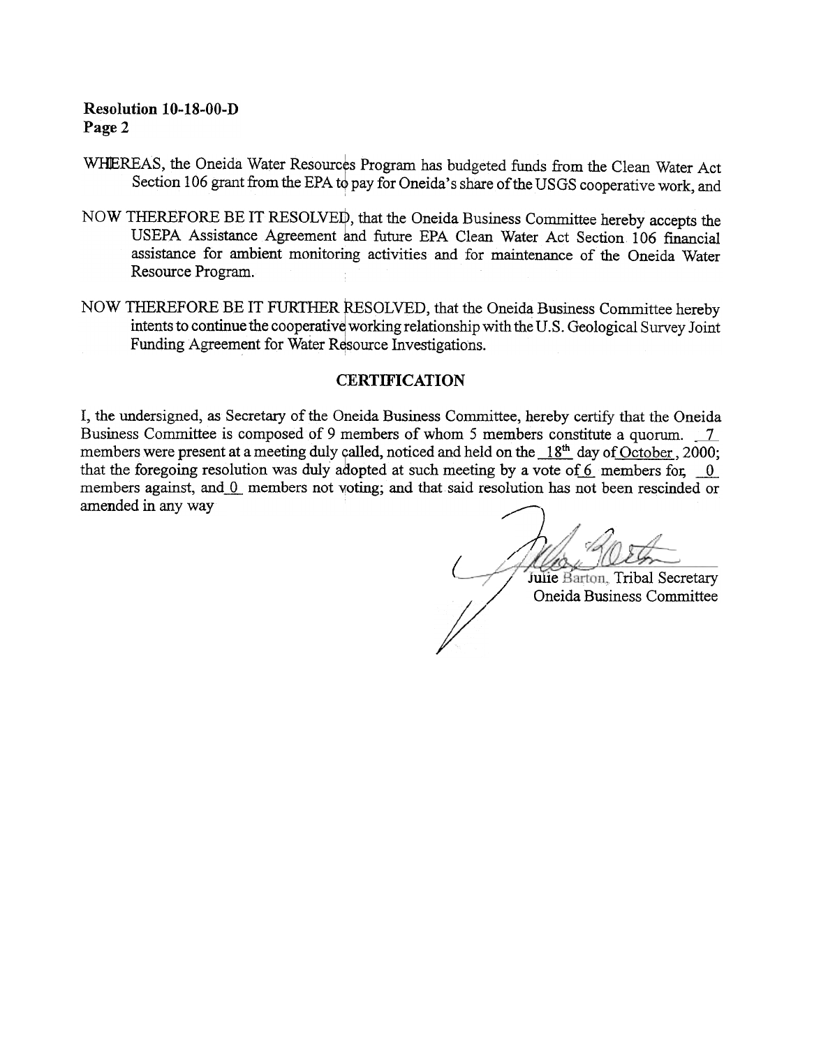**Resolution 10-18-00-D**
**Page 2**

WHEREAS, the Oneida Water Resources Program has budgeted funds from the Clean Water Act Section 106 grant from the EPA to pay for Oneida's share of the USGS cooperative work, and

NOW THEREFORE BE IT RESOLVED, that the Oneida Business Committee hereby accepts the USEPA Assistance Agreement and future EPA Clean Water Act Section 106 financial assistance for ambient monitoring activities and for maintenance of the Oneida Water Resource Program.

NOW THEREFORE BE IT FURTHER RESOLVED, that the Oneida Business Committee hereby intents to continue the cooperative working relationship with the U.S. Geological Survey Joint Funding Agreement for Water Resource Investigations.

## CERTIFICATION

I, the undersigned, as Secretary of the Oneida Business Committee, hereby certify that the Oneida Business Committee is composed of 9 members of whom 5 members constitute a quorum. 7 members were present at a meeting duly called, noticed and held on the 18th day of October, 2000; that the foregoing resolution was duly adopted at such meeting by a vote of 6 members for, 0 members against, and 0 members not voting; and that said resolution has not been rescinded or amended in any way

Julie Barton, Tribal Secretary
Oneida Business Committee